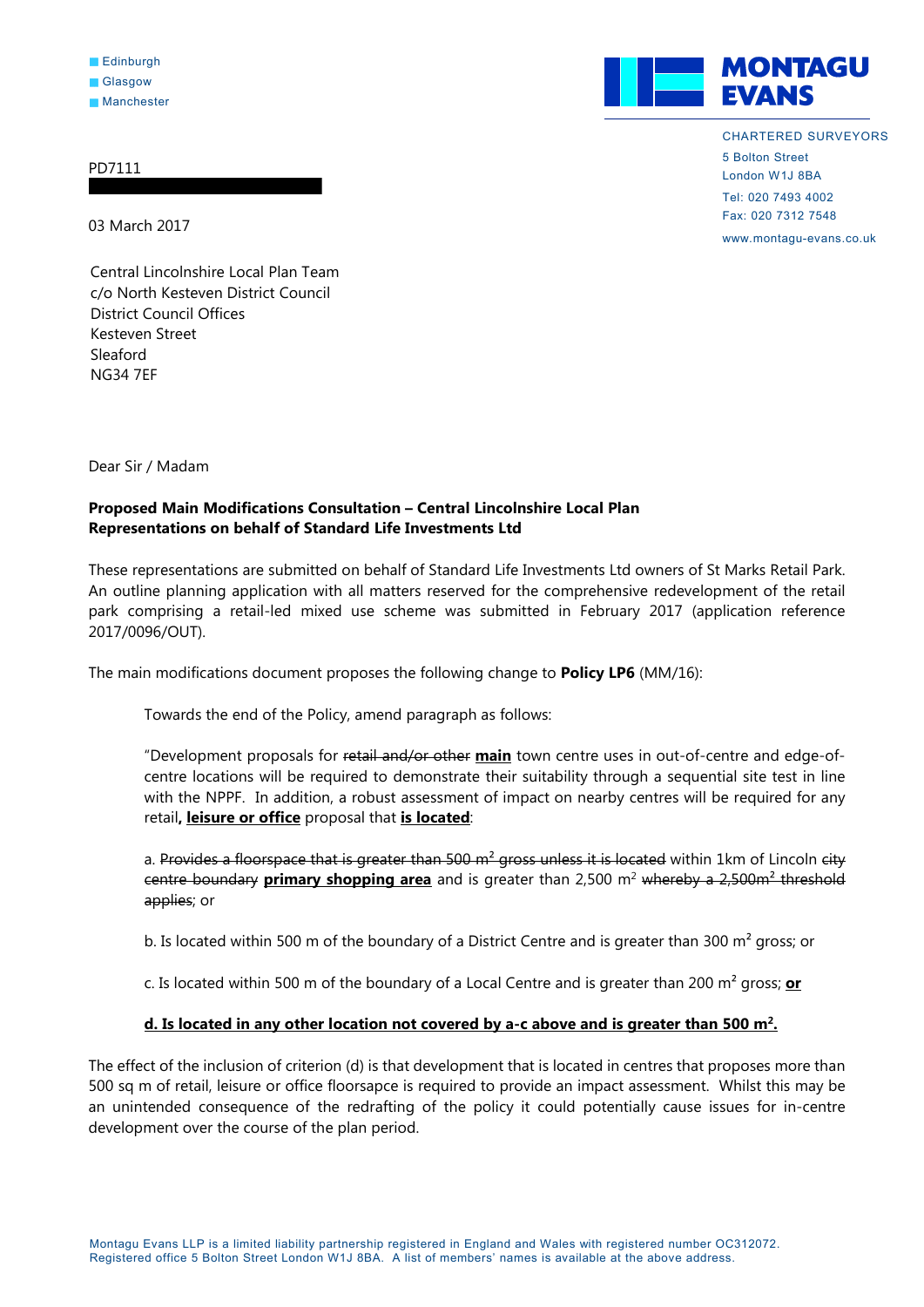Edinburgh
Glasgow
Manchester

**MONTAGU EVANS**

CHARTERED SURVEYORS
5 Bolton Street
London W1J 8BA
Tel: 020 7493 4002
Fax: 020 7312 7548
www.montagu-evans.co.uk

PD7111

03 March 2017

Central Lincolnshire Local Plan Team
c/o North Kesteven District Council
District Council Offices
Kesteven Street
Sleaford
NG34 7EF

Dear Sir / Madam

**Proposed Main Modifications Consultation – Central Lincolnshire Local Plan**
**Representations on behalf of Standard Life Investments Ltd**

These representations are submitted on behalf of Standard Life Investments Ltd owners of St Marks Retail Park. An outline planning application with all matters reserved for the comprehensive redevelopment of the retail park comprising a retail-led mixed use scheme was submitted in February 2017 (application reference 2017/0096/OUT).

The main modifications document proposes the following change to **Policy LP6** (MM/16):

> Towards the end of the Policy, amend paragraph as follows:
>
> "Development proposals for ~~retail and/or other~~ **main** town centre uses in out-of-centre and edge-of-centre locations will be required to demonstrate their suitability through a sequential site test in line with the NPPF. In addition, a robust assessment of impact on nearby centres will be required for any retail**, leisure or office** proposal that **is located**:
>
> a. ~~Provides a floorspace that is greater than 500 m² gross unless it is located~~ within 1km of Lincoln ~~city centre boundary~~ **primary shopping area** and is greater than 2,500 m² ~~whereby a 2,500m² threshold applies~~; or
>
> b. Is located within 500 m of the boundary of a District Centre and is greater than 300 m² gross; or
>
> c. Is located within 500 m of the boundary of a Local Centre and is greater than 200 m² gross; **or**
>
> **d. Is located in any other location not covered by a-c above and is greater than 500 m².**

The effect of the inclusion of criterion (d) is that development that is located in centres that proposes more than 500 sq m of retail, leisure or office floorsapce is required to provide an impact assessment. Whilst this may be an unintended consequence of the redrafting of the policy it could potentially cause issues for in-centre development over the course of the plan period.

Montagu Evans LLP is a limited liability partnership registered in England and Wales with registered number OC312072. Registered office 5 Bolton Street London W1J 8BA. A list of members' names is available at the above address.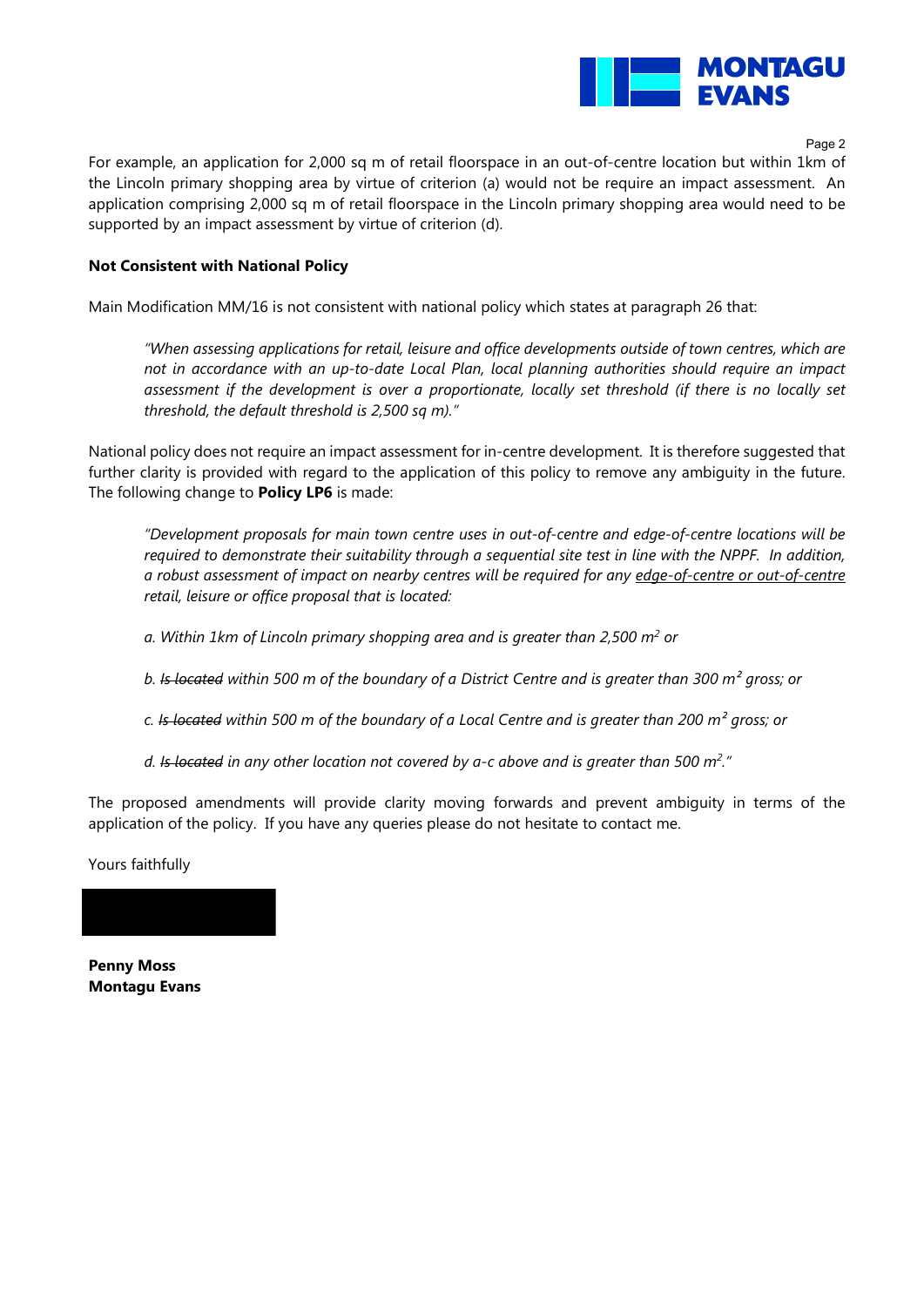For example, an application for 2,000 sq m of retail floorspace in an out-of-centre location but within 1km of the Lincoln primary shopping area by virtue of criterion (a) would not be require an impact assessment. An application comprising 2,000 sq m of retail floorspace in the Lincoln primary shopping area would need to be supported by an impact assessment by virtue of criterion (d).

**Not Consistent with National Policy**

Main Modification MM/16 is not consistent with national policy which states at paragraph 26 that:

> *"When assessing applications for retail, leisure and office developments outside of town centres, which are not in accordance with an up-to-date Local Plan, local planning authorities should require an impact assessment if the development is over a proportionate, locally set threshold (if there is no locally set threshold, the default threshold is 2,500 sq m)."*

National policy does not require an impact assessment for in-centre development. It is therefore suggested that further clarity is provided with regard to the application of this policy to remove any ambiguity in the future. The following change to **Policy LP6** is made:

> *"Development proposals for main town centre uses in out-of-centre and edge-of-centre locations will be required to demonstrate their suitability through a sequential site test in line with the NPPF. In addition, a robust assessment of impact on nearby centres will be required for any <u>edge-of-centre or out-of-centre</u> retail, leisure or office proposal that is located:*
>
> *a. Within 1km of Lincoln primary shopping area and is greater than 2,500 m² or*
>
> *b. ~~Is located~~ within 500 m of the boundary of a District Centre and is greater than 300 m² gross; or*
>
> *c. ~~Is located~~ within 500 m of the boundary of a Local Centre and is greater than 200 m² gross; or*
>
> *d. ~~Is located~~ in any other location not covered by a-c above and is greater than 500 m²."*

The proposed amendments will provide clarity moving forwards and prevent ambiguity in terms of the application of the policy. If you have any queries please do not hesitate to contact me.

Yours faithfully

**Penny Moss**
**Montagu Evans**